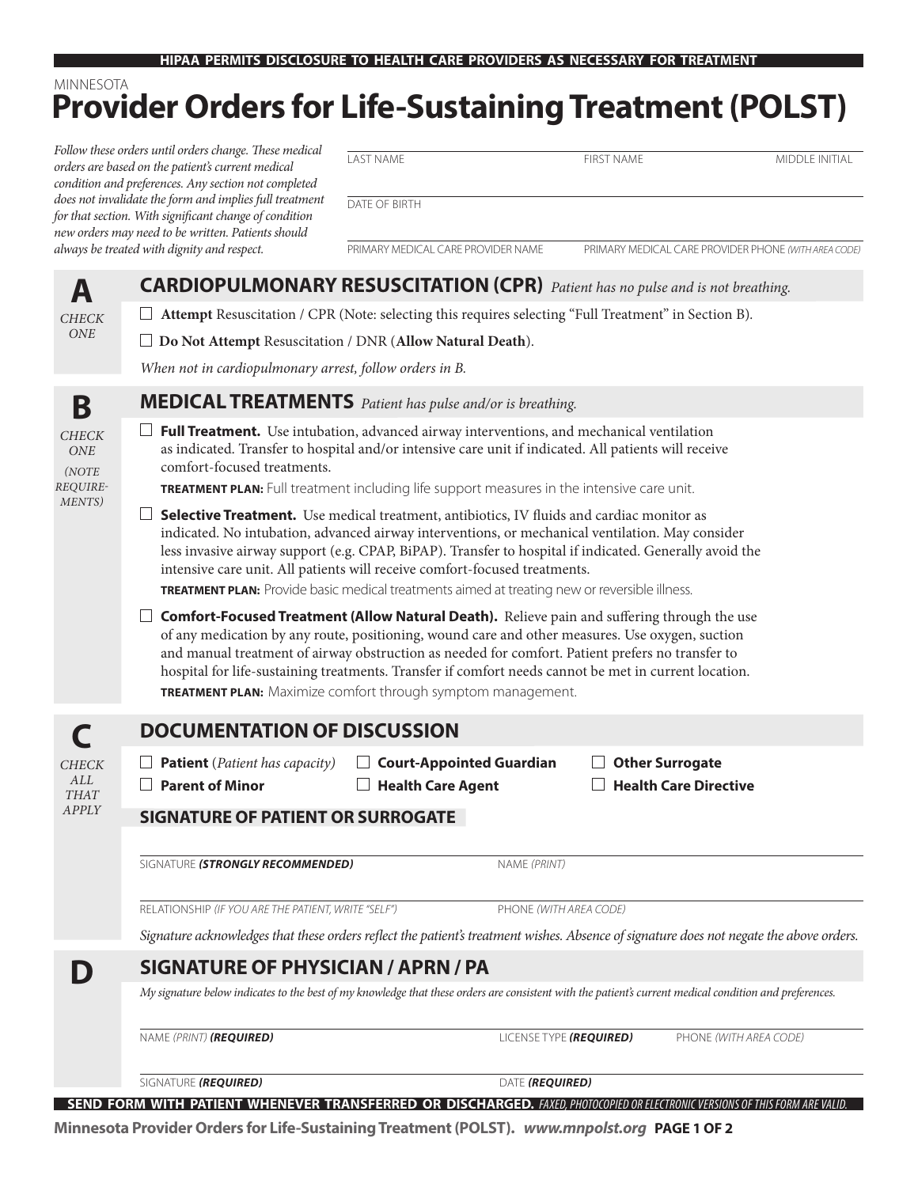**HIPAA PERMITS DISCLOSURE TO HEALTH CARE PROVIDERS AS NECESSARY FOR TREATMENT**

MINNESOTA

# Provider Orders for Life-Sustaining Treatment (POLST)

*Follow these orders until orders change. These medical orders are based on the patient's current medical condition and preferences. Any section not completed does not invalidate the form and implies full treatment for that section. With significant change of condition new orders may need to be written. Patients should always be treated with dignity and respect.*

LAST NAME ______ FIRST NAME ______ MIDDLE INITIAL ______

DATE OF BIRTH ______

PRIMARY MEDICAL CARE PROVIDER NAME ______ PRIMARY MEDICAL CARE PROVIDER PHONE *(WITH AREA CODE)* ______

## A — CARDIOPULMONARY RESUSCITATION (CPR) *Patient has no pulse and is not breathing.*

*CHECK ONE*

- ☐ **Attempt** Resuscitation / CPR (Note: selecting this requires selecting "Full Treatment" in Section B).
- ☐ **Do Not Attempt** Resuscitation / DNR (**Allow Natural Death**).

*When not in cardiopulmonary arrest, follow orders in B.*

## B — MEDICAL TREATMENTS *Patient has pulse and/or is breathing.*

*CHECK ONE (NOTE REQUIREMENTS)*

- ☐ **Full Treatment.** Use intubation, advanced airway interventions, and mechanical ventilation as indicated. Transfer to hospital and/or intensive care unit if indicated. All patients will receive comfort-focused treatments.

  **TREATMENT PLAN:** Full treatment including life support measures in the intensive care unit.

- ☐ **Selective Treatment.** Use medical treatment, antibiotics, IV fluids and cardiac monitor as indicated. No intubation, advanced airway interventions, or mechanical ventilation. May consider less invasive airway support (e.g. CPAP, BiPAP). Transfer to hospital if indicated. Generally avoid the intensive care unit. All patients will receive comfort-focused treatments.

  **TREATMENT PLAN:** Provide basic medical treatments aimed at treating new or reversible illness.

- ☐ **Comfort-Focused Treatment (Allow Natural Death).** Relieve pain and suffering through the use of any medication by any route, positioning, wound care and other measures. Use oxygen, suction and manual treatment of airway obstruction as needed for comfort. Patient prefers no transfer to hospital for life-sustaining treatments. Transfer if comfort needs cannot be met in current location.

  **TREATMENT PLAN:** Maximize comfort through symptom management.

## C — DOCUMENTATION OF DISCUSSION

*CHECK ALL THAT APPLY*

- ☐ **Patient** *(Patient has capacity)*
- ☐ **Court-Appointed Guardian**
- ☐ **Other Surrogate**
- ☐ **Parent of Minor**
- ☐ **Health Care Agent**
- ☐ **Health Care Directive**

### SIGNATURE OF PATIENT OR SURROGATE

SIGNATURE ***(STRONGLY RECOMMENDED)*** ______ NAME *(PRINT)* ______

RELATIONSHIP *(IF YOU ARE THE PATIENT, WRITE "SELF")* ______ PHONE *(WITH AREA CODE)* ______

*Signature acknowledges that these orders reflect the patient's treatment wishes. Absence of signature does not negate the above orders.*

## D — SIGNATURE OF PHYSICIAN / APRN / PA

*My signature below indicates to the best of my knowledge that these orders are consistent with the patient's current medical condition and preferences.*

NAME *(PRINT)* ***(REQUIRED)*** ______ LICENSE TYPE ***(REQUIRED)*** ______ PHONE *(WITH AREA CODE)* ______

SIGNATURE ***(REQUIRED)*** ______ DATE ***(REQUIRED)*** ______

**SEND FORM WITH PATIENT WHENEVER TRANSFERRED OR DISCHARGED.** *FAXED, PHOTOCOPIED OR ELECTRONIC VERSIONS OF THIS FORM ARE VALID.*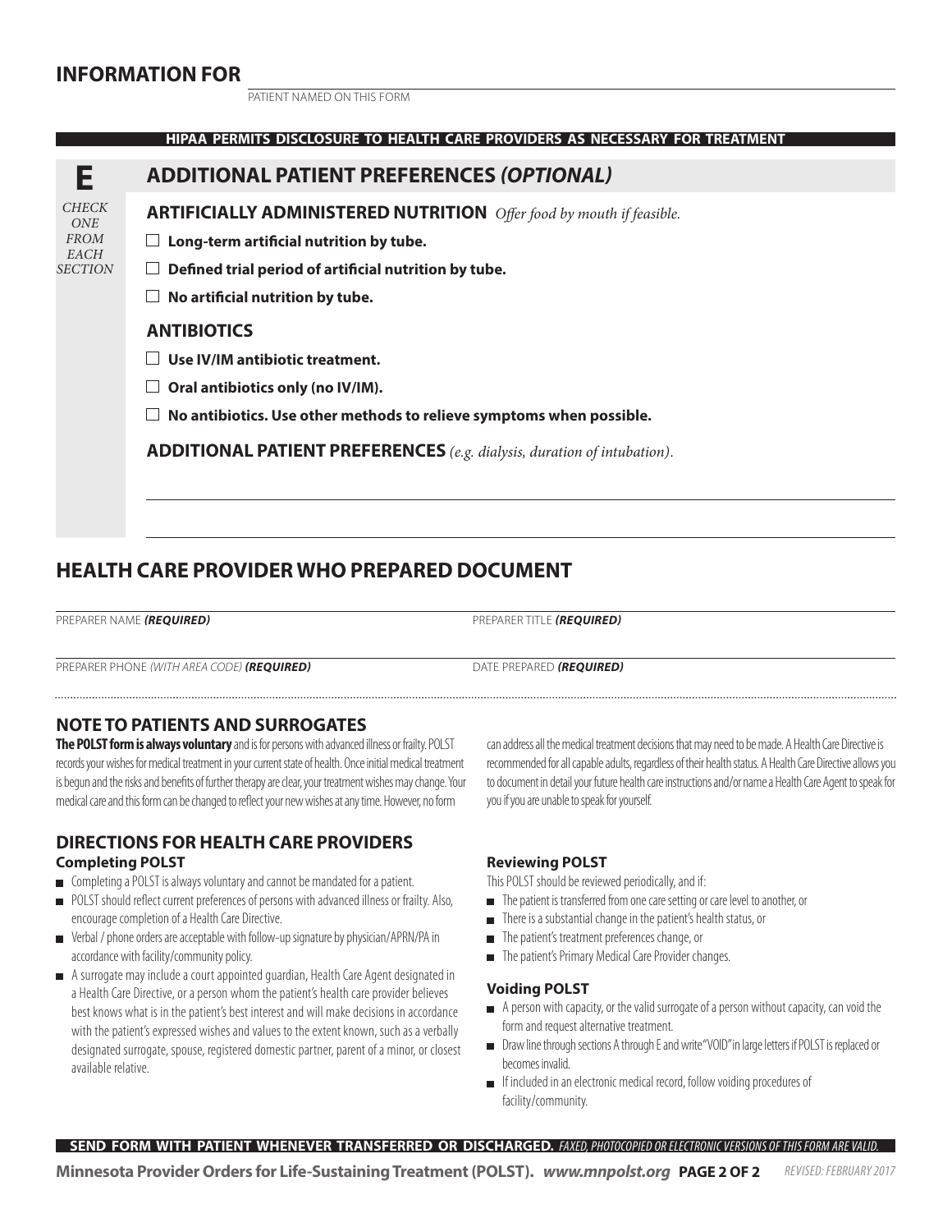## INFORMATION FOR

PATIENT NAMED ON THIS FORM

**HIPAA PERMITS DISCLOSURE TO HEALTH CARE PROVIDERS AS NECESSARY FOR TREATMENT**

## E ADDITIONAL PATIENT PREFERENCES *(OPTIONAL)*

*CHECK ONE FROM EACH SECTION*

### ARTIFICIALLY ADMINISTERED NUTRITION *Offer food by mouth if feasible.*

- ☐ **Long-term artificial nutrition by tube.**
- ☐ **Defined trial period of artificial nutrition by tube.**
- ☐ **No artificial nutrition by tube.**

### ANTIBIOTICS

- ☐ **Use IV/IM antibiotic treatment.**
- ☐ **Oral antibiotics only (no IV/IM).**
- ☐ **No antibiotics. Use other methods to relieve symptoms when possible.**

### ADDITIONAL PATIENT PREFERENCES *(e.g. dialysis, duration of intubation).*

## HEALTH CARE PROVIDER WHO PREPARED DOCUMENT

PREPARER NAME ***(REQUIRED)***

PREPARER TITLE ***(REQUIRED)***

PREPARER PHONE *(WITH AREA CODE)* ***(REQUIRED)***

DATE PREPARED ***(REQUIRED)***

### NOTE TO PATIENTS AND SURROGATES

**The POLST form is always voluntary** and is for persons with advanced illness or frailty. POLST records your wishes for medical treatment in your current state of health. Once initial medical treatment is begun and the risks and benefits of further therapy are clear, your treatment wishes may change. Your medical care and this form can be changed to reflect your new wishes at any time. However, no form can address all the medical treatment decisions that may need to be made. A Health Care Directive is recommended for all capable adults, regardless of their health status. A Health Care Directive allows you to document in detail your future health care instructions and/or name a Health Care Agent to speak for you if you are unable to speak for yourself.

### DIRECTIONS FOR HEALTH CARE PROVIDERS

#### Completing POLST

- Completing a POLST is always voluntary and cannot be mandated for a patient.
- POLST should reflect current preferences of persons with advanced illness or frailty. Also, encourage completion of a Health Care Directive.
- Verbal / phone orders are acceptable with follow-up signature by physician/APRN/PA in accordance with facility/community policy.
- A surrogate may include a court appointed guardian, Health Care Agent designated in a Health Care Directive, or a person whom the patient's health care provider believes best knows what is in the patient's best interest and will make decisions in accordance with the patient's expressed wishes and values to the extent known, such as a verbally designated surrogate, spouse, registered domestic partner, parent of a minor, or closest available relative.

#### Reviewing POLST

This POLST should be reviewed periodically, and if:

- The patient is transferred from one care setting or care level to another, or
- There is a substantial change in the patient's health status, or
- The patient's treatment preferences change, or
- The patient's Primary Medical Care Provider changes.

#### Voiding POLST

- A person with capacity, or the valid surrogate of a person without capacity, can void the form and request alternative treatment.
- Draw line through sections A through E and write "VOID" in large letters if POLST is replaced or becomes invalid.
- If included in an electronic medical record, follow voiding procedures of facility/community.

**SEND FORM WITH PATIENT WHENEVER TRANSFERRED OR DISCHARGED.** *FAXED, PHOTOCOPIED OR ELECTRONIC VERSIONS OF THIS FORM ARE VALID.*

**Minnesota Provider Orders for Life-Sustaining Treatment (POLST).** ***www.mnpolst.org*** *REVISED: FEBRUARY 2017*